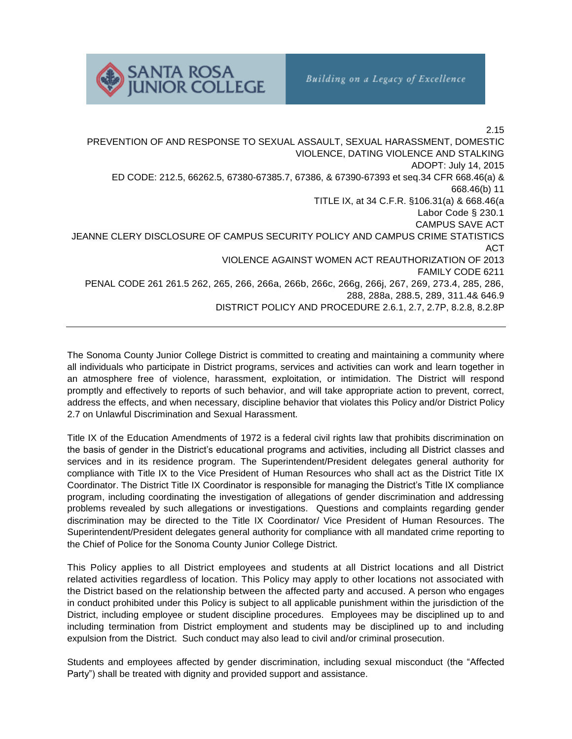SANTA ROSA JUNIOR COLLEGE

*Building on a Legacy of Excellence*

2.15

# PREVENTION OF AND RESPONSE TO SEXUAL ASSAULT, SEXUAL HARASSMENT, DOMESTIC VIOLENCE, DATING VIOLENCE AND STALKING

ADOPT: July 14, 2015

ED CODE: 212.5, 66262.5, 67380-67385.7, 67386, & 67390-67393 et seq.34 CFR 668.46(a) & 668.46(b) 11

TITLE IX, at 34 C.F.R. §106.31(a) & 668.46(a

Labor Code § 230.1

CAMPUS SAVE ACT

JEANNE CLERY DISCLOSURE OF CAMPUS SECURITY POLICY AND CAMPUS CRIME STATISTICS ACT

VIOLENCE AGAINST WOMEN ACT REAUTHORIZATION OF 2013

FAMILY CODE 6211

PENAL CODE 261 261.5 262, 265, 266, 266a, 266b, 266c, 266g, 266j, 267, 269, 273.4, 285, 286, 288, 288a, 288.5, 289, 311.4& 646.9

DISTRICT POLICY AND PROCEDURE 2.6.1, 2.7, 2.7P, 8.2.8, 8.2.8P

---

The Sonoma County Junior College District is committed to creating and maintaining a community where all individuals who participate in District programs, services and activities can work and learn together in an atmosphere free of violence, harassment, exploitation, or intimidation. The District will respond promptly and effectively to reports of such behavior, and will take appropriate action to prevent, correct, address the effects, and when necessary, discipline behavior that violates this Policy and/or District Policy 2.7 on Unlawful Discrimination and Sexual Harassment.

Title IX of the Education Amendments of 1972 is a federal civil rights law that prohibits discrimination on the basis of gender in the District's educational programs and activities, including all District classes and services and in its residence program. The Superintendent/President delegates general authority for compliance with Title IX to the Vice President of Human Resources who shall act as the District Title IX Coordinator. The District Title IX Coordinator is responsible for managing the District's Title IX compliance program, including coordinating the investigation of allegations of gender discrimination and addressing problems revealed by such allegations or investigations. Questions and complaints regarding gender discrimination may be directed to the Title IX Coordinator/ Vice President of Human Resources. The Superintendent/President delegates general authority for compliance with all mandated crime reporting to the Chief of Police for the Sonoma County Junior College District.

This Policy applies to all District employees and students at all District locations and all District related activities regardless of location. This Policy may apply to other locations not associated with the District based on the relationship between the affected party and accused. A person who engages in conduct prohibited under this Policy is subject to all applicable punishment within the jurisdiction of the District, including employee or student discipline procedures. Employees may be disciplined up to and including termination from District employment and students may be disciplined up to and including expulsion from the District. Such conduct may also lead to civil and/or criminal prosecution.

Students and employees affected by gender discrimination, including sexual misconduct (the "Affected Party") shall be treated with dignity and provided support and assistance.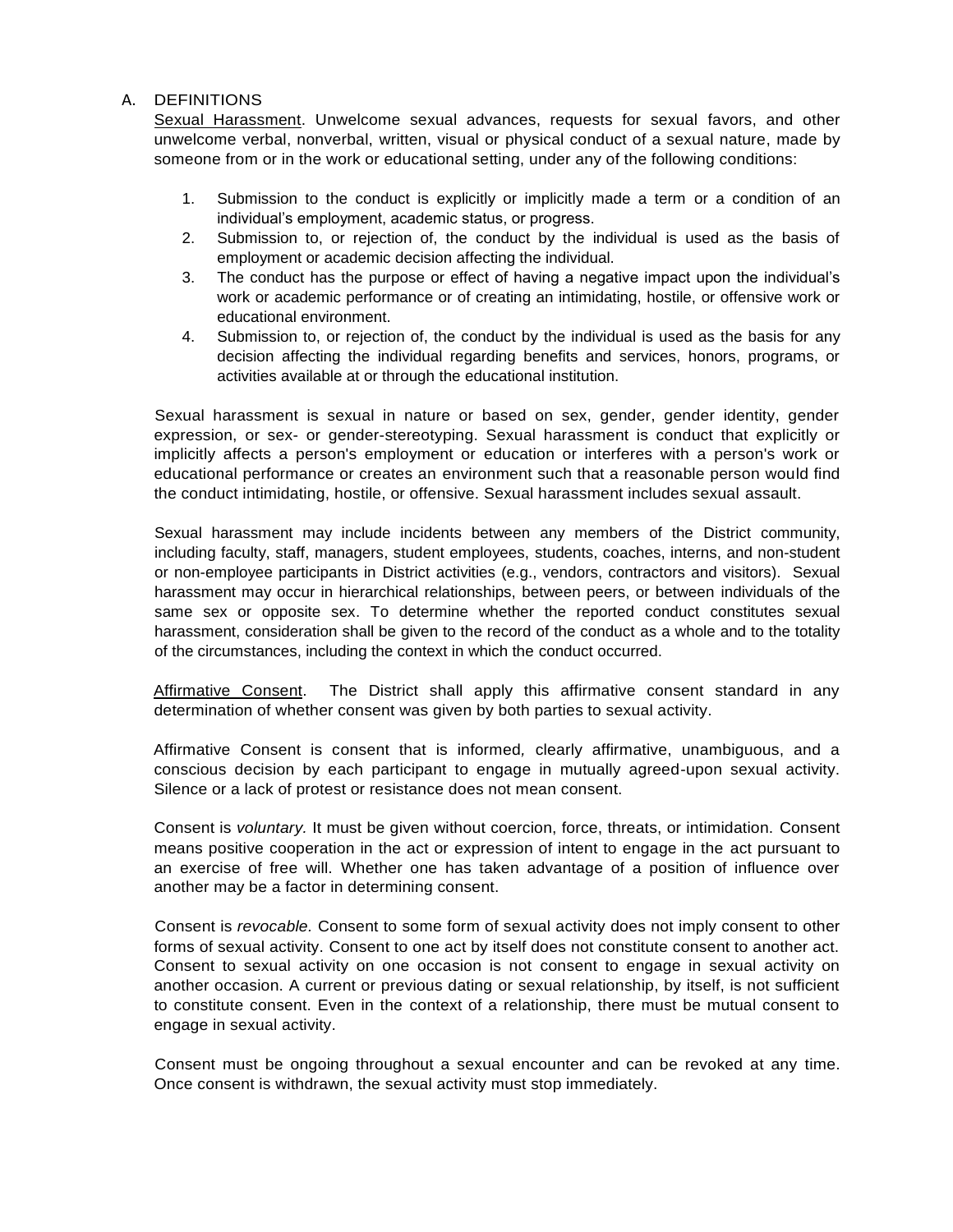A. DEFINITIONS

Sexual Harassment. Unwelcome sexual advances, requests for sexual favors, and other unwelcome verbal, nonverbal, written, visual or physical conduct of a sexual nature, made by someone from or in the work or educational setting, under any of the following conditions:

1. Submission to the conduct is explicitly or implicitly made a term or a condition of an individual's employment, academic status, or progress.
2. Submission to, or rejection of, the conduct by the individual is used as the basis of employment or academic decision affecting the individual.
3. The conduct has the purpose or effect of having a negative impact upon the individual's work or academic performance or of creating an intimidating, hostile, or offensive work or educational environment.
4. Submission to, or rejection of, the conduct by the individual is used as the basis for any decision affecting the individual regarding benefits and services, honors, programs, or activities available at or through the educational institution.

Sexual harassment is sexual in nature or based on sex, gender, gender identity, gender expression, or sex- or gender-stereotyping. Sexual harassment is conduct that explicitly or implicitly affects a person's employment or education or interferes with a person's work or educational performance or creates an environment such that a reasonable person would find the conduct intimidating, hostile, or offensive. Sexual harassment includes sexual assault.

Sexual harassment may include incidents between any members of the District community, including faculty, staff, managers, student employees, students, coaches, interns, and non-student or non-employee participants in District activities (e.g., vendors, contractors and visitors). Sexual harassment may occur in hierarchical relationships, between peers, or between individuals of the same sex or opposite sex. To determine whether the reported conduct constitutes sexual harassment, consideration shall be given to the record of the conduct as a whole and to the totality of the circumstances, including the context in which the conduct occurred.

Affirmative Consent. The District shall apply this affirmative consent standard in any determination of whether consent was given by both parties to sexual activity.

Affirmative Consent is consent that is informed, clearly affirmative, unambiguous, and a conscious decision by each participant to engage in mutually agreed-upon sexual activity. Silence or a lack of protest or resistance does not mean consent.

Consent is *voluntary.* It must be given without coercion, force, threats, or intimidation. Consent means positive cooperation in the act or expression of intent to engage in the act pursuant to an exercise of free will. Whether one has taken advantage of a position of influence over another may be a factor in determining consent.

Consent is *revocable.* Consent to some form of sexual activity does not imply consent to other forms of sexual activity. Consent to one act by itself does not constitute consent to another act. Consent to sexual activity on one occasion is not consent to engage in sexual activity on another occasion. A current or previous dating or sexual relationship, by itself, is not sufficient to constitute consent. Even in the context of a relationship, there must be mutual consent to engage in sexual activity.

Consent must be ongoing throughout a sexual encounter and can be revoked at any time. Once consent is withdrawn, the sexual activity must stop immediately.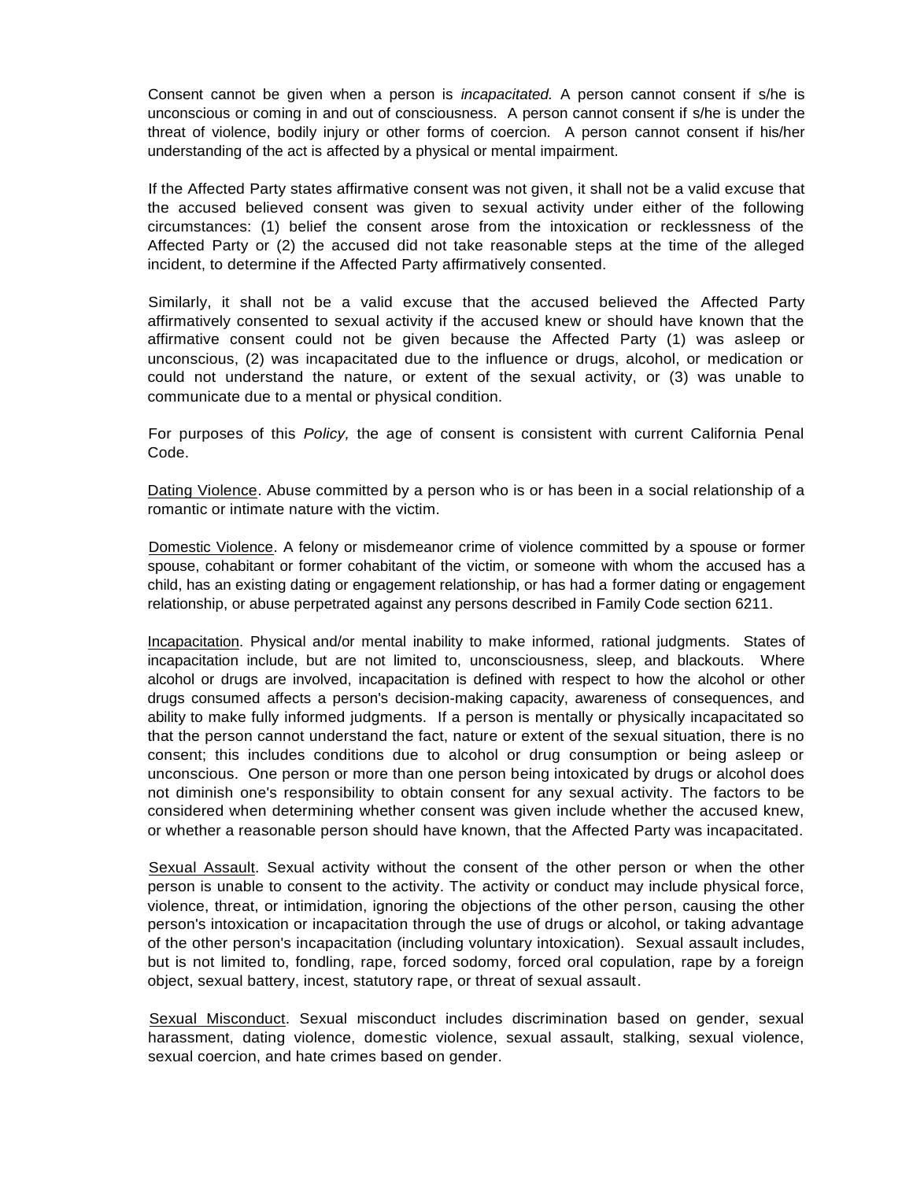Consent cannot be given when a person is *incapacitated.* A person cannot consent if s/he is unconscious or coming in and out of consciousness. A person cannot consent if s/he is under the threat of violence, bodily injury or other forms of coercion. A person cannot consent if his/her understanding of the act is affected by a physical or mental impairment.

If the Affected Party states affirmative consent was not given, it shall not be a valid excuse that the accused believed consent was given to sexual activity under either of the following circumstances: (1) belief the consent arose from the intoxication or recklessness of the Affected Party or (2) the accused did not take reasonable steps at the time of the alleged incident, to determine if the Affected Party affirmatively consented.

Similarly, it shall not be a valid excuse that the accused believed the Affected Party affirmatively consented to sexual activity if the accused knew or should have known that the affirmative consent could not be given because the Affected Party (1) was asleep or unconscious, (2) was incapacitated due to the influence or drugs, alcohol, or medication or could not understand the nature, or extent of the sexual activity, or (3) was unable to communicate due to a mental or physical condition.

For purposes of this *Policy,* the age of consent is consistent with current California Penal Code.

<u>Dating Violence</u>. Abuse committed by a person who is or has been in a social relationship of a romantic or intimate nature with the victim.

<u>Domestic Violence</u>. A felony or misdemeanor crime of violence committed by a spouse or former spouse, cohabitant or former cohabitant of the victim, or someone with whom the accused has a child, has an existing dating or engagement relationship, or has had a former dating or engagement relationship, or abuse perpetrated against any persons described in Family Code section 6211.

<u>Incapacitation</u>. Physical and/or mental inability to make informed, rational judgments. States of incapacitation include, but are not limited to, unconsciousness, sleep, and blackouts. Where alcohol or drugs are involved, incapacitation is defined with respect to how the alcohol or other drugs consumed affects a person's decision-making capacity, awareness of consequences, and ability to make fully informed judgments. If a person is mentally or physically incapacitated so that the person cannot understand the fact, nature or extent of the sexual situation, there is no consent; this includes conditions due to alcohol or drug consumption or being asleep or unconscious. One person or more than one person being intoxicated by drugs or alcohol does not diminish one's responsibility to obtain consent for any sexual activity. The factors to be considered when determining whether consent was given include whether the accused knew, or whether a reasonable person should have known, that the Affected Party was incapacitated.

<u>Sexual Assault</u>. Sexual activity without the consent of the other person or when the other person is unable to consent to the activity. The activity or conduct may include physical force, violence, threat, or intimidation, ignoring the objections of the other person, causing the other person's intoxication or incapacitation through the use of drugs or alcohol, or taking advantage of the other person's incapacitation (including voluntary intoxication). Sexual assault includes, but is not limited to, fondling, rape, forced sodomy, forced oral copulation, rape by a foreign object, sexual battery, incest, statutory rape, or threat of sexual assault.

<u>Sexual Misconduct</u>. Sexual misconduct includes discrimination based on gender, sexual harassment, dating violence, domestic violence, sexual assault, stalking, sexual violence, sexual coercion, and hate crimes based on gender.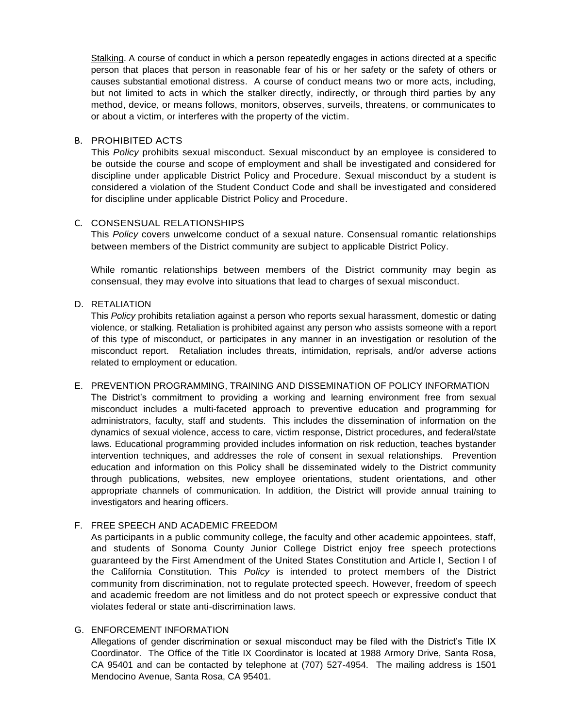Stalking. A course of conduct in which a person repeatedly engages in actions directed at a specific person that places that person in reasonable fear of his or her safety or the safety of others or causes substantial emotional distress. A course of conduct means two or more acts, including, but not limited to acts in which the stalker directly, indirectly, or through third parties by any method, device, or means follows, monitors, observes, surveils, threatens, or communicates to or about a victim, or interferes with the property of the victim.

### B. PROHIBITED ACTS

This *Policy* prohibits sexual misconduct. Sexual misconduct by an employee is considered to be outside the course and scope of employment and shall be investigated and considered for discipline under applicable District Policy and Procedure. Sexual misconduct by a student is considered a violation of the Student Conduct Code and shall be investigated and considered for discipline under applicable District Policy and Procedure.

### C. CONSENSUAL RELATIONSHIPS

This *Policy* covers unwelcome conduct of a sexual nature. Consensual romantic relationships between members of the District community are subject to applicable District Policy.

While romantic relationships between members of the District community may begin as consensual, they may evolve into situations that lead to charges of sexual misconduct.

### D. RETALIATION

This *Policy* prohibits retaliation against a person who reports sexual harassment, domestic or dating violence, or stalking. Retaliation is prohibited against any person who assists someone with a report of this type of misconduct, or participates in any manner in an investigation or resolution of the misconduct report. Retaliation includes threats, intimidation, reprisals, and/or adverse actions related to employment or education.

### E. PREVENTION PROGRAMMING, TRAINING AND DISSEMINATION OF POLICY INFORMATION

The District's commitment to providing a working and learning environment free from sexual misconduct includes a multi-faceted approach to preventive education and programming for administrators, faculty, staff and students. This includes the dissemination of information on the dynamics of sexual violence, access to care, victim response, District procedures, and federal/state laws. Educational programming provided includes information on risk reduction, teaches bystander intervention techniques, and addresses the role of consent in sexual relationships. Prevention education and information on this Policy shall be disseminated widely to the District community through publications, websites, new employee orientations, student orientations, and other appropriate channels of communication. In addition, the District will provide annual training to investigators and hearing officers.

### F. FREE SPEECH AND ACADEMIC FREEDOM

As participants in a public community college, the faculty and other academic appointees, staff, and students of Sonoma County Junior College District enjoy free speech protections guaranteed by the First Amendment of the United States Constitution and Article I, Section I of the California Constitution. This *Policy* is intended to protect members of the District community from discrimination, not to regulate protected speech. However, freedom of speech and academic freedom are not limitless and do not protect speech or expressive conduct that violates federal or state anti-discrimination laws.

### G. ENFORCEMENT INFORMATION

Allegations of gender discrimination or sexual misconduct may be filed with the District's Title IX Coordinator. The Office of the Title IX Coordinator is located at 1988 Armory Drive, Santa Rosa, CA 95401 and can be contacted by telephone at (707) 527-4954. The mailing address is 1501 Mendocino Avenue, Santa Rosa, CA 95401.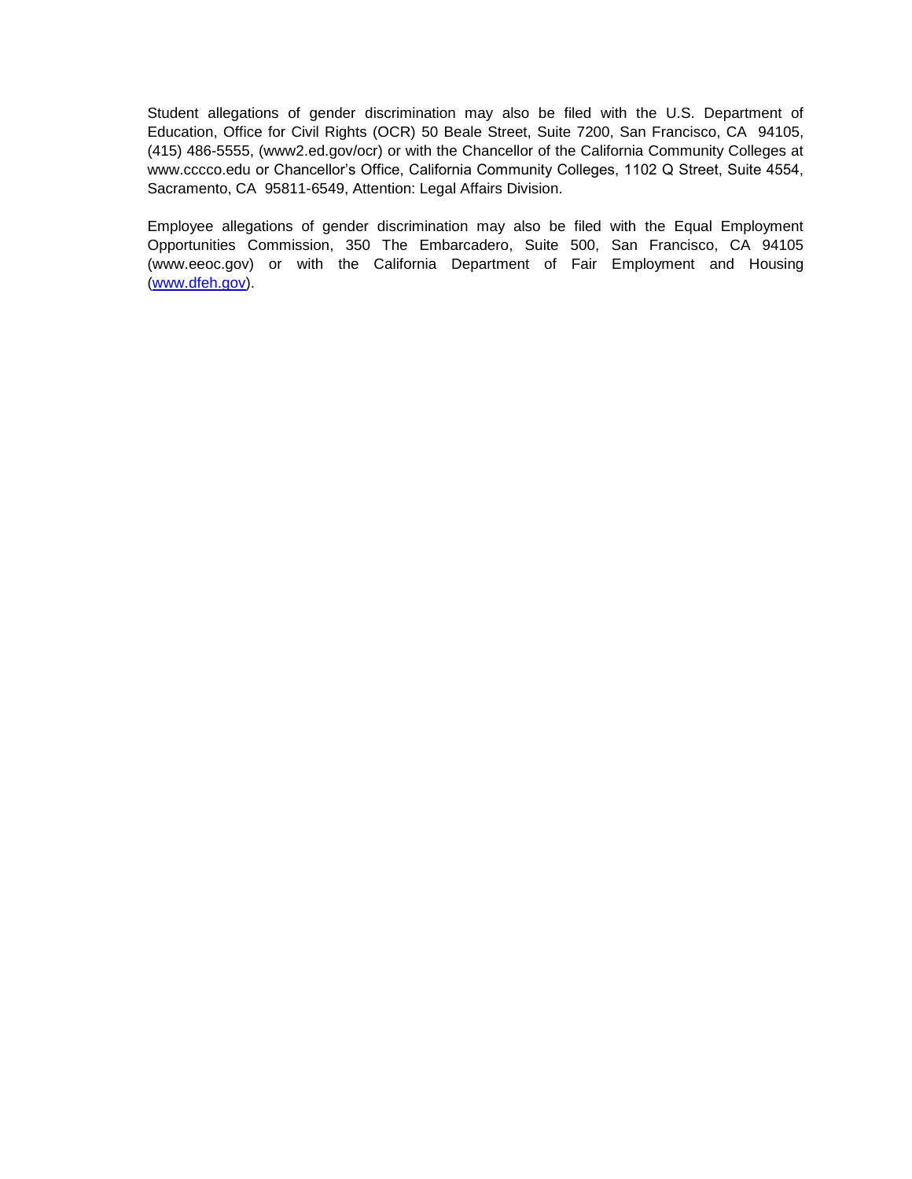Student allegations of gender discrimination may also be filed with the U.S. Department of Education, Office for Civil Rights (OCR) 50 Beale Street, Suite 7200, San Francisco, CA 94105, (415) 486-5555, (www2.ed.gov/ocr) or with the Chancellor of the California Community Colleges at www.cccco.edu or Chancellor's Office, California Community Colleges, 1102 Q Street, Suite 4554, Sacramento, CA 95811-6549, Attention: Legal Affairs Division.

Employee allegations of gender discrimination may also be filed with the Equal Employment Opportunities Commission, 350 The Embarcadero, Suite 500, San Francisco, CA 94105 (www.eeoc.gov) or with the California Department of Fair Employment and Housing (www.dfeh.gov).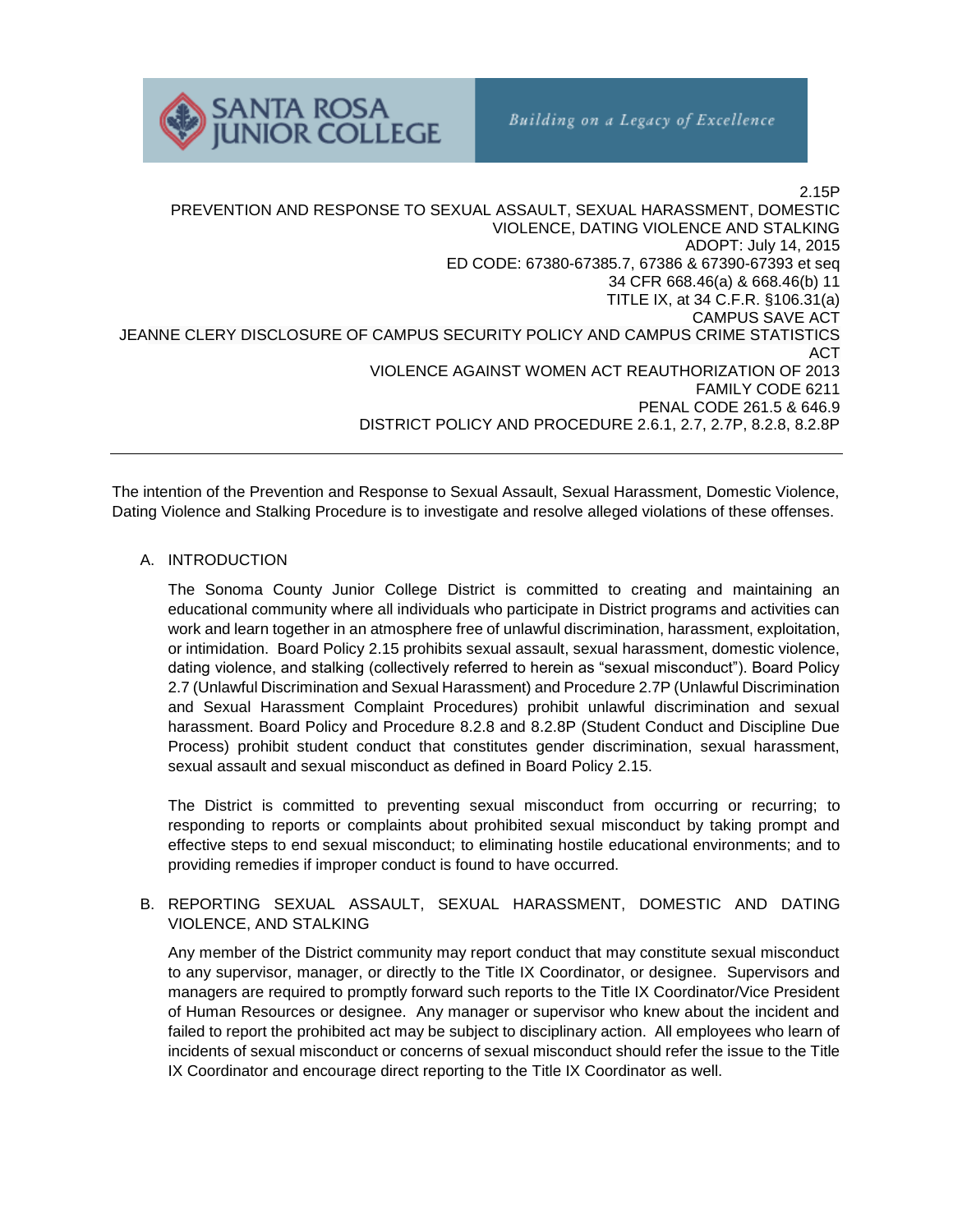SANTA ROSA JUNIOR COLLEGE

*Building on a Legacy of Excellence*

2.15P

PREVENTION AND RESPONSE TO SEXUAL ASSAULT, SEXUAL HARASSMENT, DOMESTIC VIOLENCE, DATING VIOLENCE AND STALKING

ADOPT: July 14, 2015

ED CODE: 67380-67385.7, 67386 & 67390-67393 et seq

34 CFR 668.46(a) & 668.46(b) 11

TITLE IX, at 34 C.F.R. §106.31(a)

CAMPUS SAVE ACT

JEANNE CLERY DISCLOSURE OF CAMPUS SECURITY POLICY AND CAMPUS CRIME STATISTICS ACT

VIOLENCE AGAINST WOMEN ACT REAUTHORIZATION OF 2013

FAMILY CODE 6211

PENAL CODE 261.5 & 646.9

DISTRICT POLICY AND PROCEDURE 2.6.1, 2.7, 2.7P, 8.2.8, 8.2.8P

---

The intention of the Prevention and Response to Sexual Assault, Sexual Harassment, Domestic Violence, Dating Violence and Stalking Procedure is to investigate and resolve alleged violations of these offenses.

## A. INTRODUCTION

The Sonoma County Junior College District is committed to creating and maintaining an educational community where all individuals who participate in District programs and activities can work and learn together in an atmosphere free of unlawful discrimination, harassment, exploitation, or intimidation. Board Policy 2.15 prohibits sexual assault, sexual harassment, domestic violence, dating violence, and stalking (collectively referred to herein as "sexual misconduct"). Board Policy 2.7 (Unlawful Discrimination and Sexual Harassment) and Procedure 2.7P (Unlawful Discrimination and Sexual Harassment Complaint Procedures) prohibit unlawful discrimination and sexual harassment. Board Policy and Procedure 8.2.8 and 8.2.8P (Student Conduct and Discipline Due Process) prohibit student conduct that constitutes gender discrimination, sexual harassment, sexual assault and sexual misconduct as defined in Board Policy 2.15.

The District is committed to preventing sexual misconduct from occurring or recurring; to responding to reports or complaints about prohibited sexual misconduct by taking prompt and effective steps to end sexual misconduct; to eliminating hostile educational environments; and to providing remedies if improper conduct is found to have occurred.

## B. REPORTING SEXUAL ASSAULT, SEXUAL HARASSMENT, DOMESTIC AND DATING VIOLENCE, AND STALKING

Any member of the District community may report conduct that may constitute sexual misconduct to any supervisor, manager, or directly to the Title IX Coordinator, or designee. Supervisors and managers are required to promptly forward such reports to the Title IX Coordinator/Vice President of Human Resources or designee. Any manager or supervisor who knew about the incident and failed to report the prohibited act may be subject to disciplinary action. All employees who learn of incidents of sexual misconduct or concerns of sexual misconduct should refer the issue to the Title IX Coordinator and encourage direct reporting to the Title IX Coordinator as well.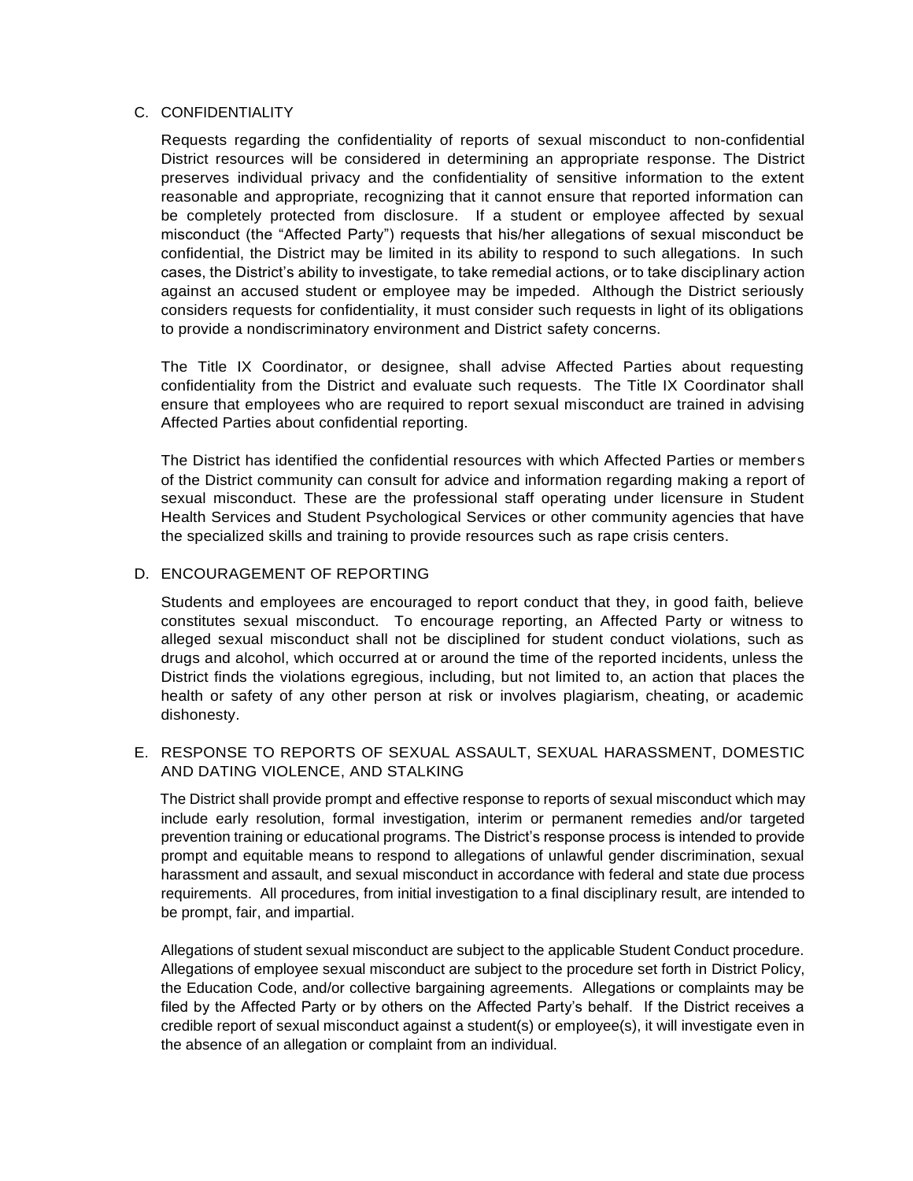## C. CONFIDENTIALITY

Requests regarding the confidentiality of reports of sexual misconduct to non-confidential District resources will be considered in determining an appropriate response. The District preserves individual privacy and the confidentiality of sensitive information to the extent reasonable and appropriate, recognizing that it cannot ensure that reported information can be completely protected from disclosure. If a student or employee affected by sexual misconduct (the "Affected Party") requests that his/her allegations of sexual misconduct be confidential, the District may be limited in its ability to respond to such allegations. In such cases, the District's ability to investigate, to take remedial actions, or to take disciplinary action against an accused student or employee may be impeded. Although the District seriously considers requests for confidentiality, it must consider such requests in light of its obligations to provide a nondiscriminatory environment and District safety concerns.

The Title IX Coordinator, or designee, shall advise Affected Parties about requesting confidentiality from the District and evaluate such requests. The Title IX Coordinator shall ensure that employees who are required to report sexual misconduct are trained in advising Affected Parties about confidential reporting.

The District has identified the confidential resources with which Affected Parties or members of the District community can consult for advice and information regarding making a report of sexual misconduct. These are the professional staff operating under licensure in Student Health Services and Student Psychological Services or other community agencies that have the specialized skills and training to provide resources such as rape crisis centers.

## D. ENCOURAGEMENT OF REPORTING

Students and employees are encouraged to report conduct that they, in good faith, believe constitutes sexual misconduct. To encourage reporting, an Affected Party or witness to alleged sexual misconduct shall not be disciplined for student conduct violations, such as drugs and alcohol, which occurred at or around the time of the reported incidents, unless the District finds the violations egregious, including, but not limited to, an action that places the health or safety of any other person at risk or involves plagiarism, cheating, or academic dishonesty.

## E. RESPONSE TO REPORTS OF SEXUAL ASSAULT, SEXUAL HARASSMENT, DOMESTIC AND DATING VIOLENCE, AND STALKING

The District shall provide prompt and effective response to reports of sexual misconduct which may include early resolution, formal investigation, interim or permanent remedies and/or targeted prevention training or educational programs. The District's response process is intended to provide prompt and equitable means to respond to allegations of unlawful gender discrimination, sexual harassment and assault, and sexual misconduct in accordance with federal and state due process requirements. All procedures, from initial investigation to a final disciplinary result, are intended to be prompt, fair, and impartial.

Allegations of student sexual misconduct are subject to the applicable Student Conduct procedure. Allegations of employee sexual misconduct are subject to the procedure set forth in District Policy, the Education Code, and/or collective bargaining agreements. Allegations or complaints may be filed by the Affected Party or by others on the Affected Party's behalf. If the District receives a credible report of sexual misconduct against a student(s) or employee(s), it will investigate even in the absence of an allegation or complaint from an individual.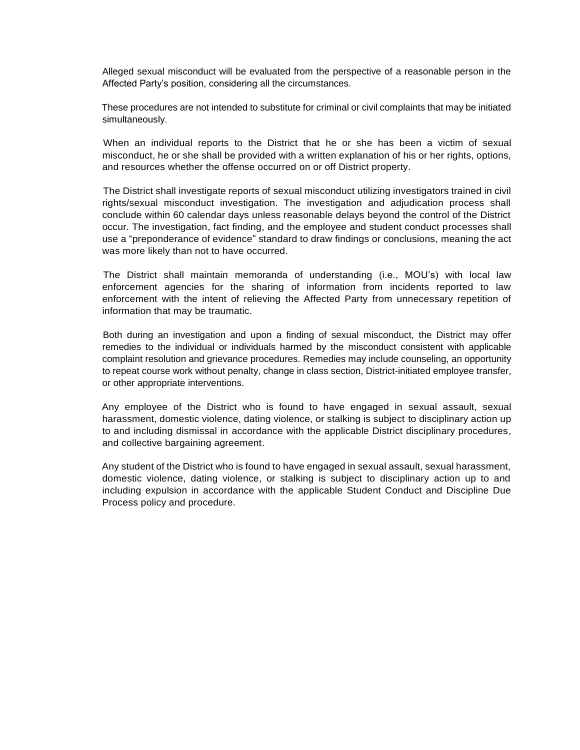Alleged sexual misconduct will be evaluated from the perspective of a reasonable person in the Affected Party's position, considering all the circumstances.

These procedures are not intended to substitute for criminal or civil complaints that may be initiated simultaneously.

When an individual reports to the District that he or she has been a victim of sexual misconduct, he or she shall be provided with a written explanation of his or her rights, options, and resources whether the offense occurred on or off District property.

The District shall investigate reports of sexual misconduct utilizing investigators trained in civil rights/sexual misconduct investigation. The investigation and adjudication process shall conclude within 60 calendar days unless reasonable delays beyond the control of the District occur. The investigation, fact finding, and the employee and student conduct processes shall use a "preponderance of evidence" standard to draw findings or conclusions, meaning the act was more likely than not to have occurred.

The District shall maintain memoranda of understanding (i.e., MOU's) with local law enforcement agencies for the sharing of information from incidents reported to law enforcement with the intent of relieving the Affected Party from unnecessary repetition of information that may be traumatic.

Both during an investigation and upon a finding of sexual misconduct, the District may offer remedies to the individual or individuals harmed by the misconduct consistent with applicable complaint resolution and grievance procedures. Remedies may include counseling, an opportunity to repeat course work without penalty, change in class section, District-initiated employee transfer, or other appropriate interventions.

Any employee of the District who is found to have engaged in sexual assault, sexual harassment, domestic violence, dating violence, or stalking is subject to disciplinary action up to and including dismissal in accordance with the applicable District disciplinary procedures, and collective bargaining agreement.

Any student of the District who is found to have engaged in sexual assault, sexual harassment, domestic violence, dating violence, or stalking is subject to disciplinary action up to and including expulsion in accordance with the applicable Student Conduct and Discipline Due Process policy and procedure.